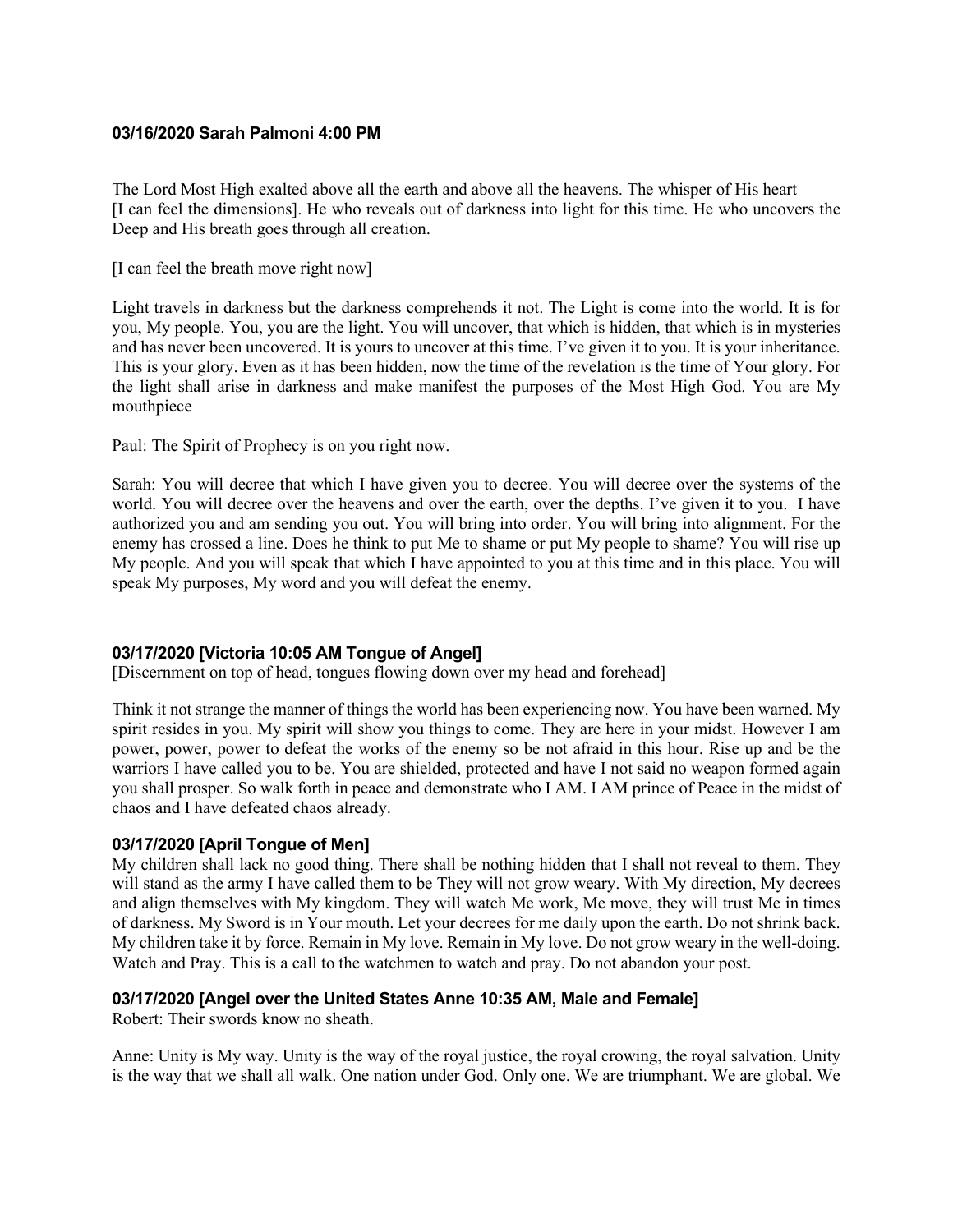**03/16/2020 Sarah Palmoni 4:00 PM**

The Lord Most High exalted above all the earth and above all the heavens. The whisper of His heart [I can feel the dimensions]. He who reveals out of darkness into light for this time. He who uncovers the Deep and His breath goes through all creation.

[I can feel the breath move right now]

Light travels in darkness but the darkness comprehends it not. The Light is come into the world. It is for you, My people. You, you are the light. You will uncover, that which is hidden, that which is in mysteries and has never been uncovered. It is yours to uncover at this time. I've given it to you. It is your inheritance. This is your glory. Even as it has been hidden, now the time of the revelation is the time of Your glory. For the light shall arise in darkness and make manifest the purposes of the Most High God. You are My mouthpiece

Paul: The Spirit of Prophecy is on you right now.

Sarah: You will decree that which I have given you to decree. You will decree over the systems of the world. You will decree over the heavens and over the earth, over the depths. I've given it to you. I have authorized you and am sending you out. You will bring into order. You will bring into alignment. For the enemy has crossed a line. Does he think to put Me to shame or put My people to shame? You will rise up My people. And you will speak that which I have appointed to you at this time and in this place. You will speak My purposes, My word and you will defeat the enemy.

### 03/17/2020 [Victoria 10:05 AM Tongue of Angel]

[Discernment on top of head, tongues flowing down over my head and forehead]

Think it not strange the manner of things the world has been experiencing now. You have been warned. My spirit resides in you. My spirit will show you things to come. They are here in your midst. However I am power, power, power to defeat the works of the enemy so be not afraid in this hour. Rise up and be the warriors I have called you to be. You are shielded, protected and have I not said no weapon formed again you shall prosper. So walk forth in peace and demonstrate who I AM. I AM prince of Peace in the midst of chaos and I have defeated chaos already.

### 03/17/2020 [April Tongue of Men]

My children shall lack no good thing. There shall be nothing hidden that I shall not reveal to them. They will stand as the army I have called them to be They will not grow weary. With My direction, My decrees and align themselves with My kingdom. They will watch Me work, Me move, they will trust Me in times of darkness. My Sword is in Your mouth. Let your decrees for me daily upon the earth. Do not shrink back. My children take it by force. Remain in My love. Remain in My love. Do not grow weary in the well-doing. Watch and Pray. This is a call to the watchmen to watch and pray. Do not abandon your post.

### 03/17/2020 [Angel over the United States Anne 10:35 AM, Male and Female]

Robert: Their swords know no sheath.

Anne: Unity is My way. Unity is the way of the royal justice, the royal crowing, the royal salvation. Unity is the way that we shall all walk. One nation under God. Only one. We are triumphant. We are global. We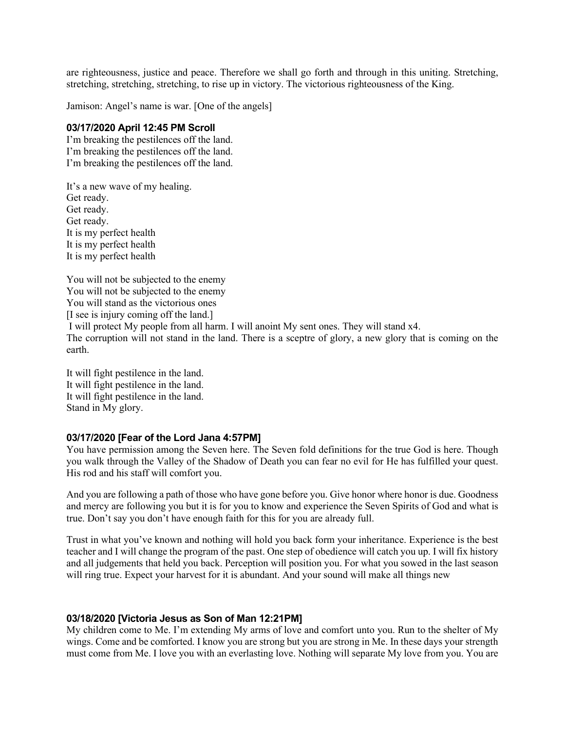are righteousness, justice and peace. Therefore we shall go forth and through in this uniting. Stretching, stretching, stretching, stretching, to rise up in victory. The victorious righteousness of the King.

Jamison: Angel's name is war. [One of the angels]

#### 03/17/2020 April 12:45 PM Scroll

I'm breaking the pestilences off the land.
I'm breaking the pestilences off the land.
I'm breaking the pestilences off the land.

It's a new wave of my healing.
Get ready.
Get ready.
Get ready.
It is my perfect health
It is my perfect health
It is my perfect health

You will not be subjected to the enemy
You will not be subjected to the enemy
You will stand as the victorious ones
[I see is injury coming off the land.]
I will protect My people from all harm. I will anoint My sent ones. They will stand x4.
The corruption will not stand in the land. There is a sceptre of glory, a new glory that is coming on the earth.

It will fight pestilence in the land.
It will fight pestilence in the land.
It will fight pestilence in the land.
Stand in My glory.

#### 03/17/2020 [Fear of the Lord Jana 4:57PM]

You have permission among the Seven here. The Seven fold definitions for the true God is here. Though you walk through the Valley of the Shadow of Death you can fear no evil for He has fulfilled your quest. His rod and his staff will comfort you.

And you are following a path of those who have gone before you. Give honor where honor is due. Goodness and mercy are following you but it is for you to know and experience the Seven Spirits of God and what is true. Don't say you don't have enough faith for this for you are already full.

Trust in what you've known and nothing will hold you back form your inheritance. Experience is the best teacher and I will change the program of the past. One step of obedience will catch you up. I will fix history and all judgements that held you back. Perception will position you. For what you sowed in the last season will ring true. Expect your harvest for it is abundant. And your sound will make all things new

#### 03/18/2020 [Victoria Jesus as Son of Man 12:21PM]

My children come to Me. I'm extending My arms of love and comfort unto you. Run to the shelter of My wings. Come and be comforted. I know you are strong but you are strong in Me. In these days your strength must come from Me. I love you with an everlasting love. Nothing will separate My love from you. You are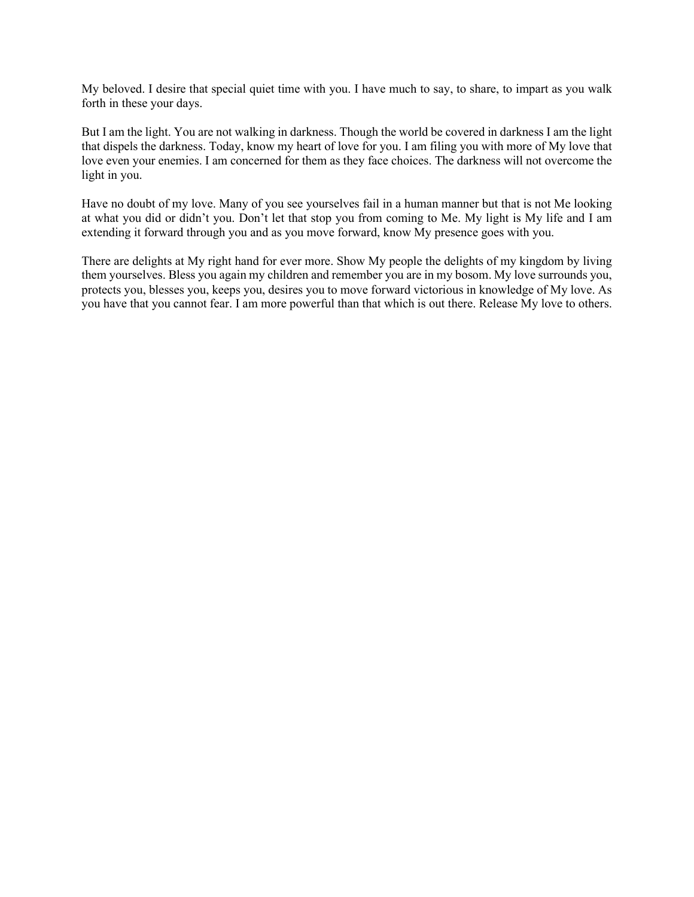My beloved. I desire that special quiet time with you. I have much to say, to share, to impart as you walk forth in these your days.

But I am the light. You are not walking in darkness. Though the world be covered in darkness I am the light that dispels the darkness. Today, know my heart of love for you. I am filing you with more of My love that love even your enemies. I am concerned for them as they face choices. The darkness will not overcome the light in you.

Have no doubt of my love. Many of you see yourselves fail in a human manner but that is not Me looking at what you did or didn't you. Don't let that stop you from coming to Me. My light is My life and I am extending it forward through you and as you move forward, know My presence goes with you.

There are delights at My right hand for ever more. Show My people the delights of my kingdom by living them yourselves. Bless you again my children and remember you are in my bosom. My love surrounds you, protects you, blesses you, keeps you, desires you to move forward victorious in knowledge of My love. As you have that you cannot fear. I am more powerful than that which is out there. Release My love to others.